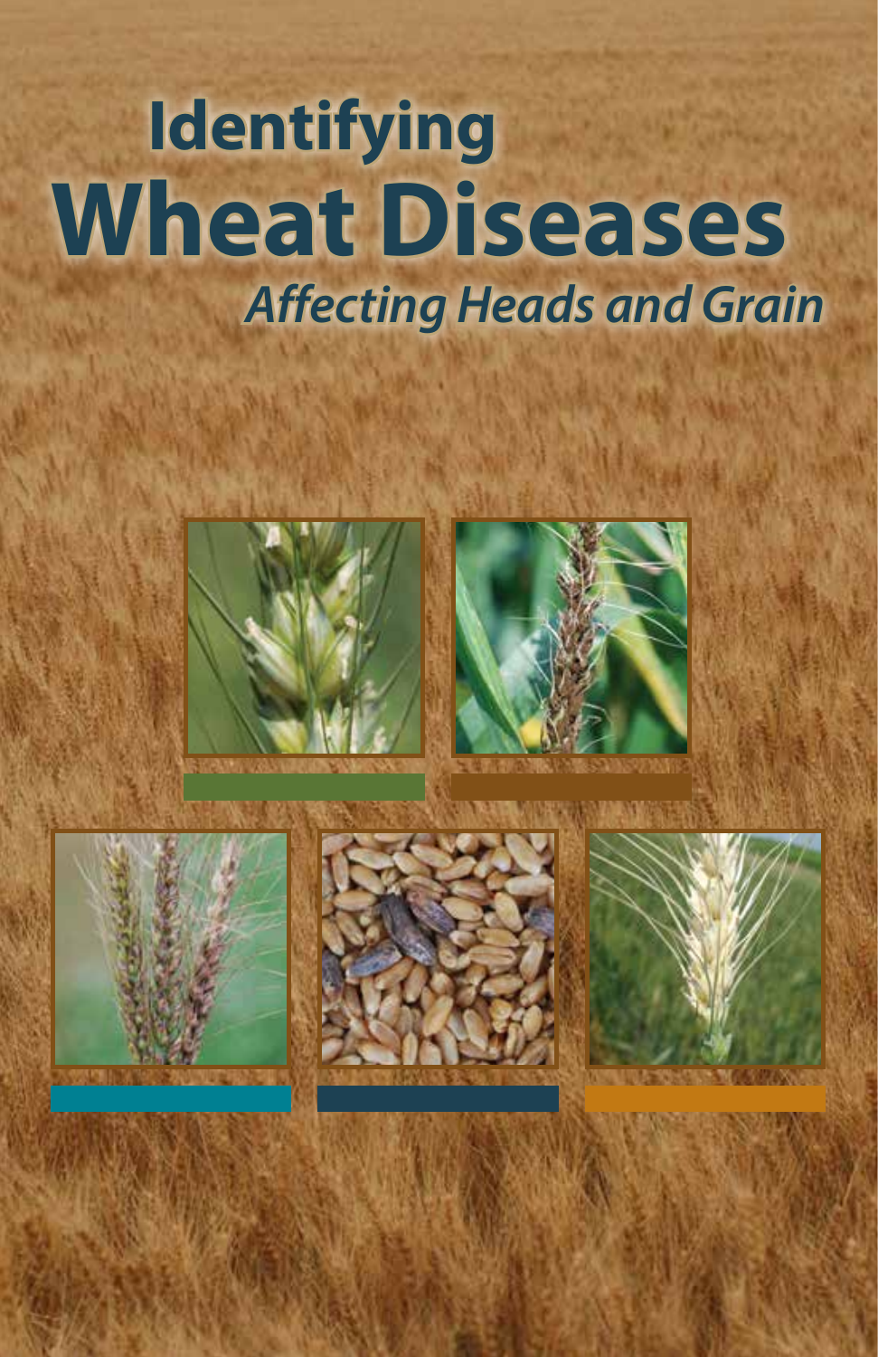# Identifying Wheat Diseases

*Affecting Heads and Grain*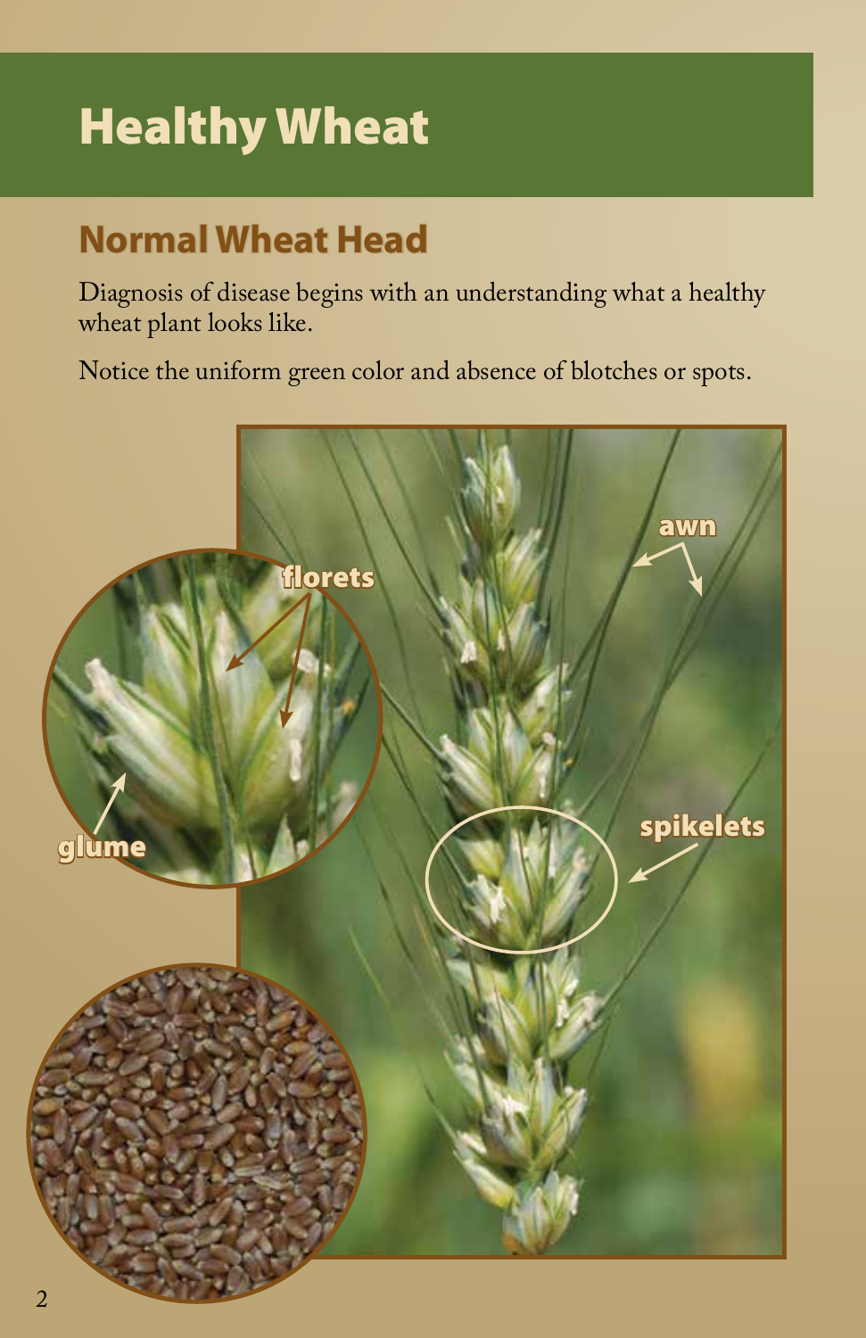# Healthy Wheat

## Normal Wheat Head

Diagnosis of disease begins with an understanding what a healthy wheat plant looks like.

Notice the uniform green color and absence of blotches or spots.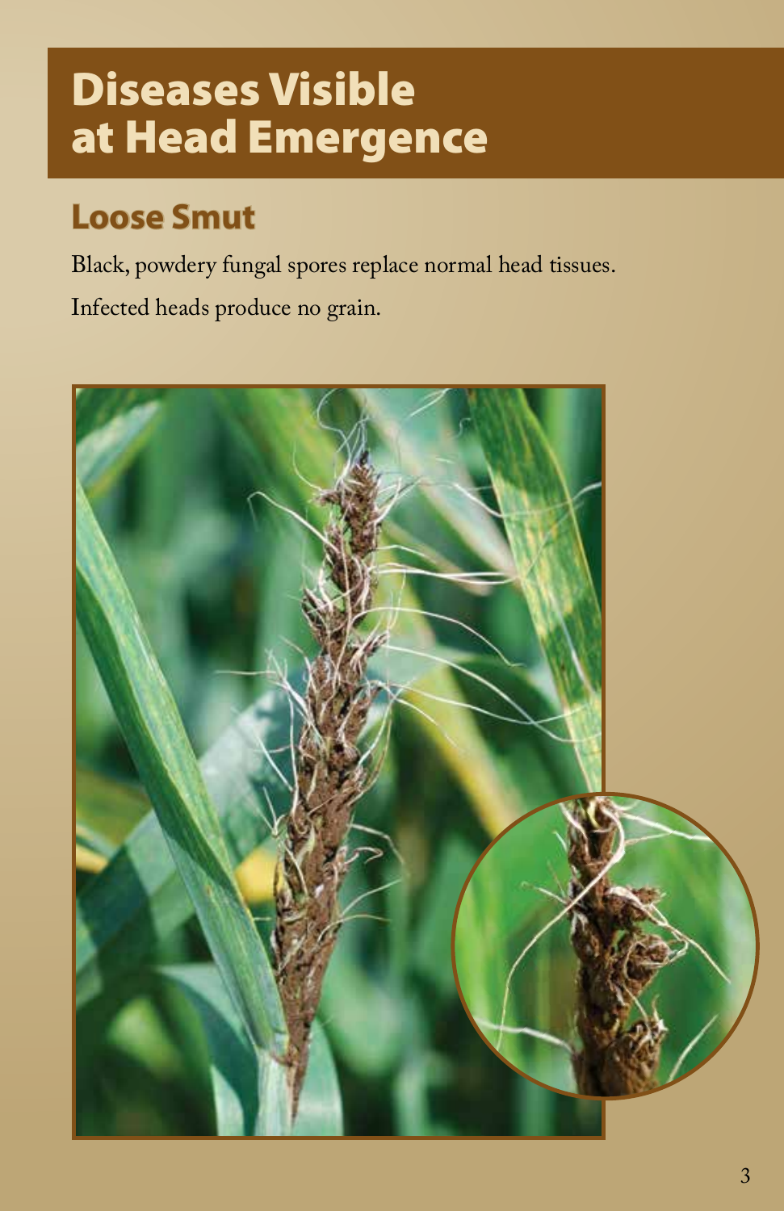# Diseases Visible at Head Emergence

## Loose Smut

Black, powdery fungal spores replace normal head tissues.

Infected heads produce no grain.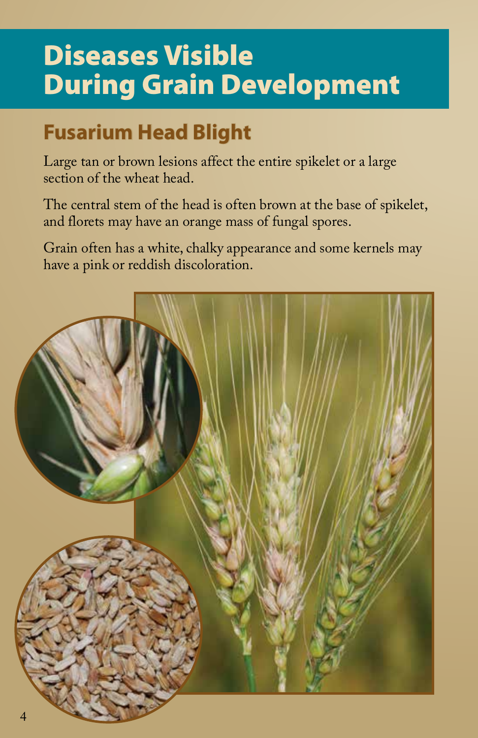# Diseases Visible During Grain Development

## Fusarium Head Blight

Large tan or brown lesions affect the entire spikelet or a large section of the wheat head.

The central stem of the head is often brown at the base of spikelet, and florets may have an orange mass of fungal spores.

Grain often has a white, chalky appearance and some kernels may have a pink or reddish discoloration.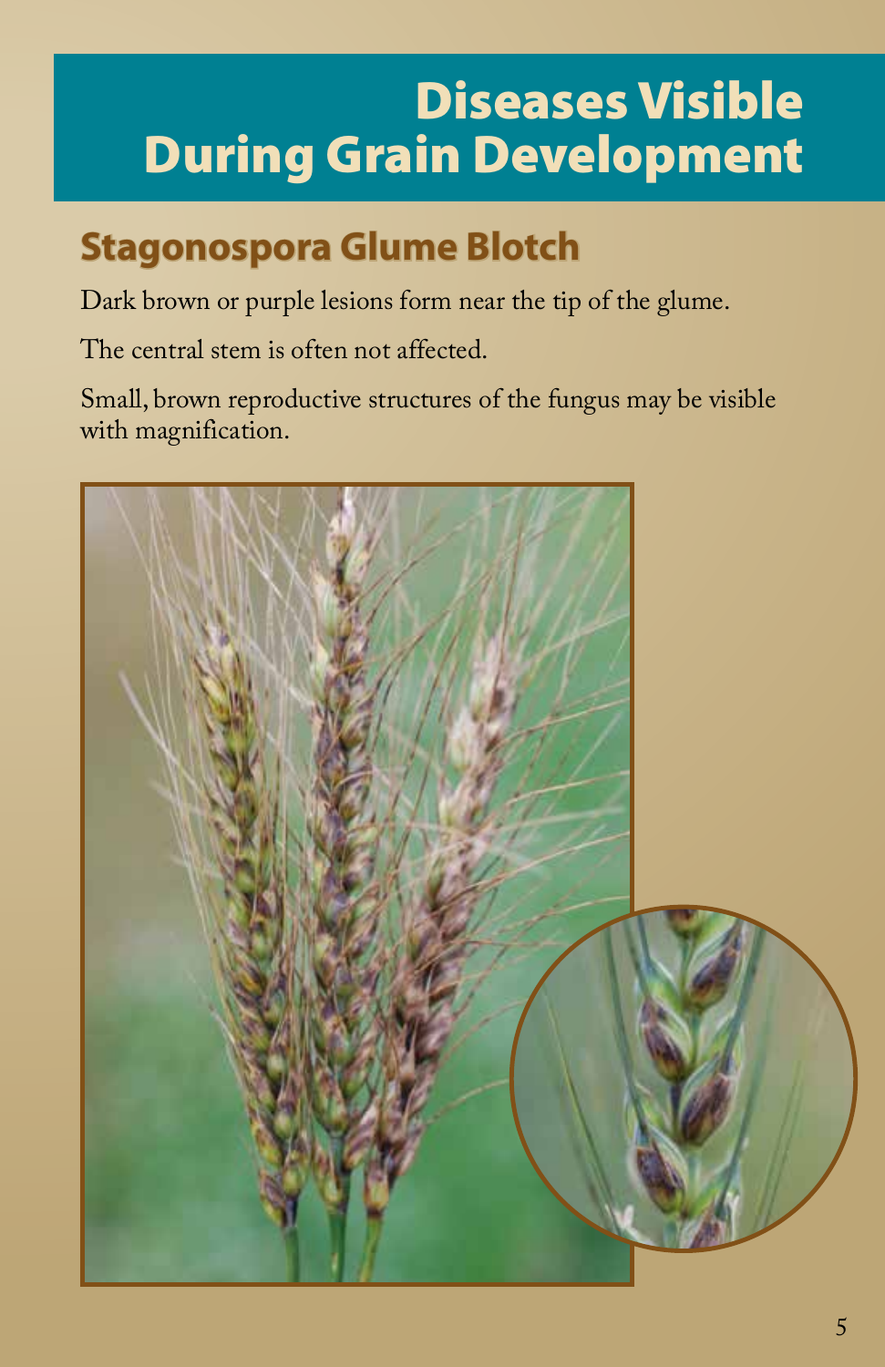# Diseases Visible During Grain Development

## Stagonospora Glume Blotch

Dark brown or purple lesions form near the tip of the glume.

The central stem is often not affected.

Small, brown reproductive structures of the fungus may be visible with magnification.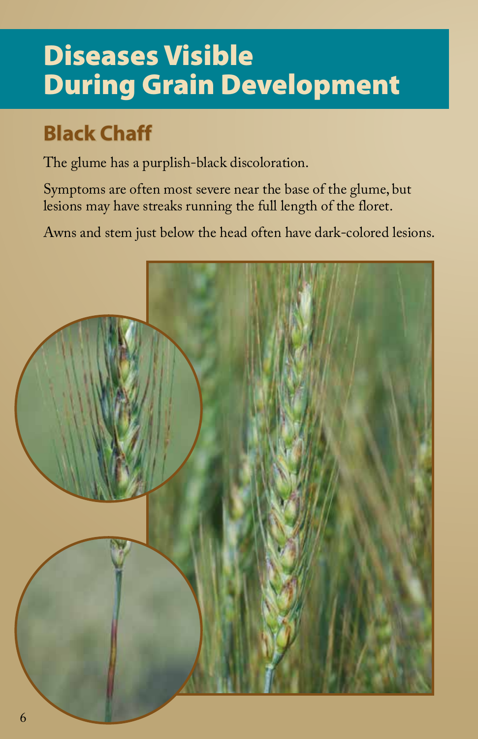# Diseases Visible During Grain Development

## Black Chaff

The glume has a purplish-black discoloration.

Symptoms are often most severe near the base of the glume, but lesions may have streaks running the full length of the floret.

Awns and stem just below the head often have dark-colored lesions.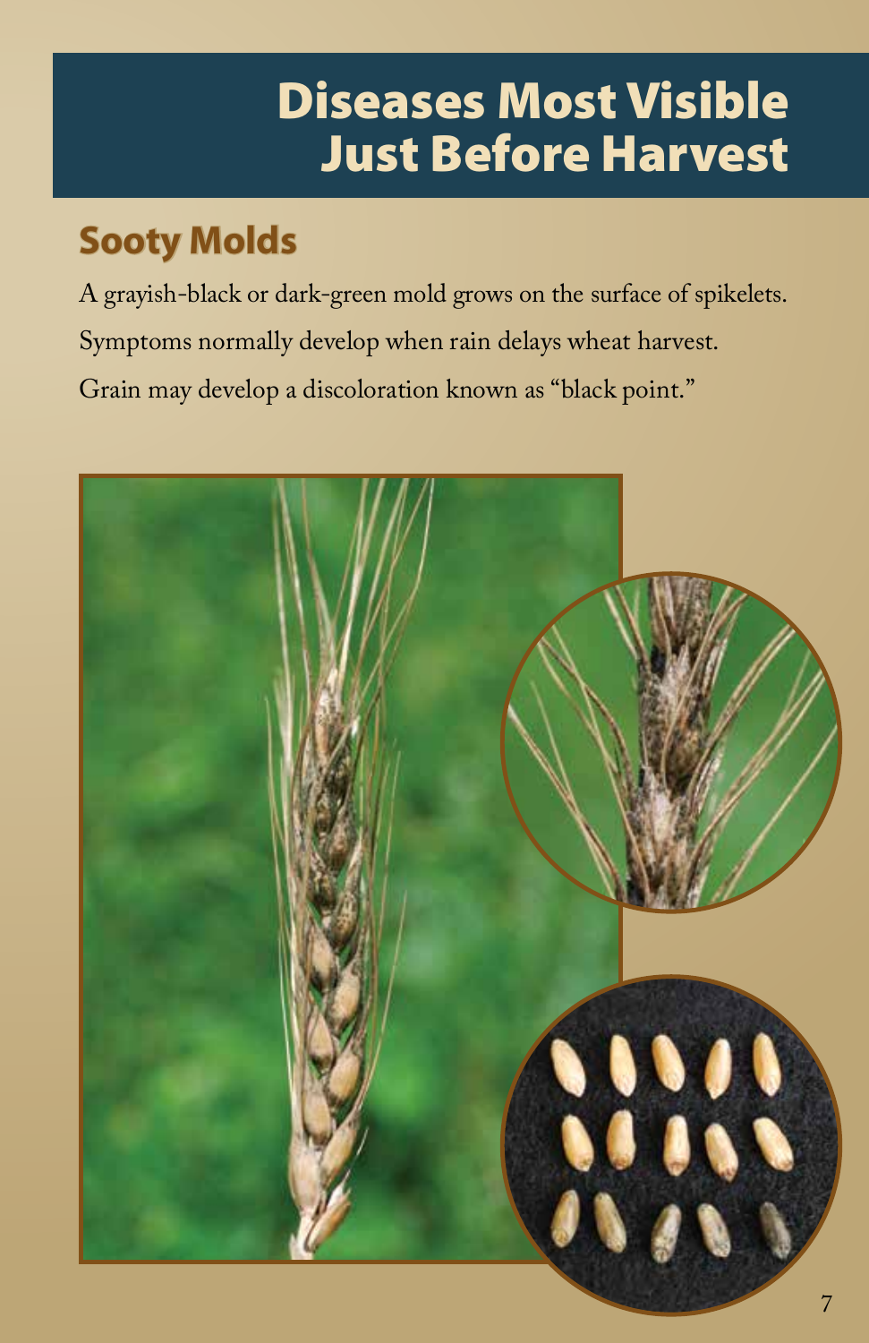# Diseases Most Visible Just Before Harvest

## Sooty Molds

A grayish-black or dark-green mold grows on the surface of spikelets.

Symptoms normally develop when rain delays wheat harvest.

Grain may develop a discoloration known as "black point."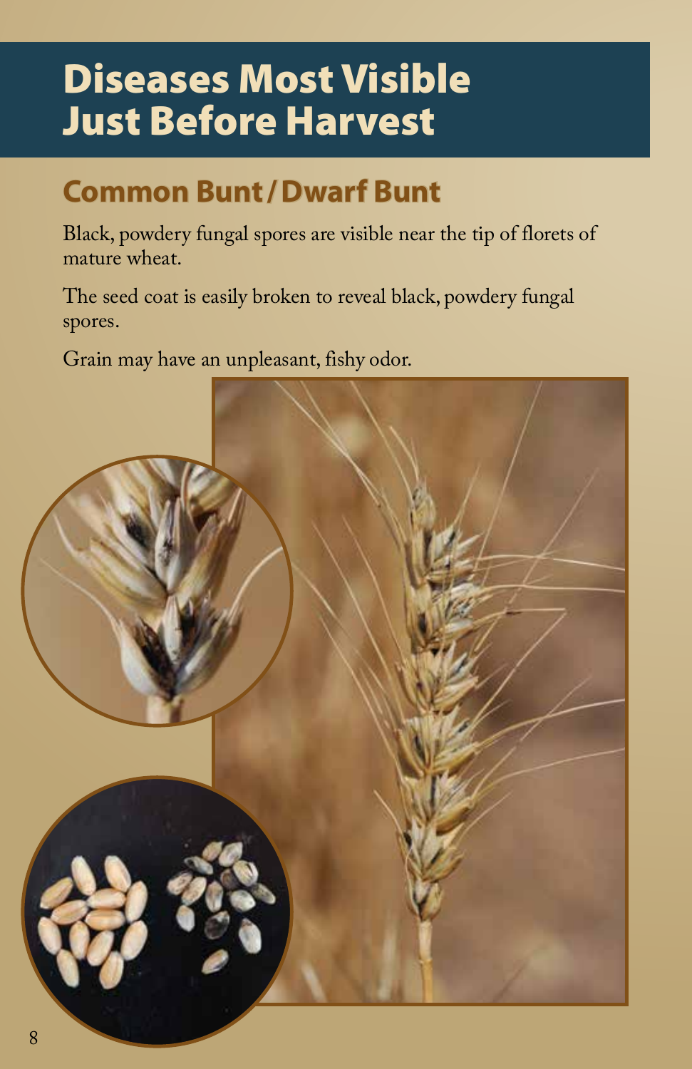# Diseases Most Visible Just Before Harvest

## Common Bunt / Dwarf Bunt

Black, powdery fungal spores are visible near the tip of florets of mature wheat.

The seed coat is easily broken to reveal black, powdery fungal spores.

Grain may have an unpleasant, fishy odor.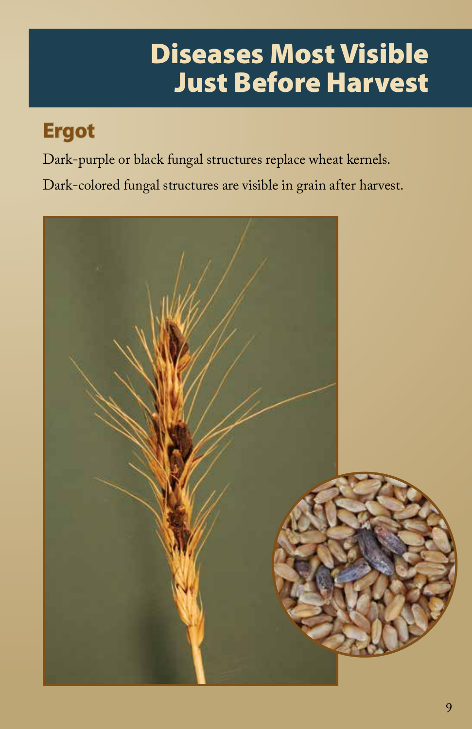# Diseases Most Visible Just Before Harvest

## Ergot

Dark-purple or black fungal structures replace wheat kernels.

Dark-colored fungal structures are visible in grain after harvest.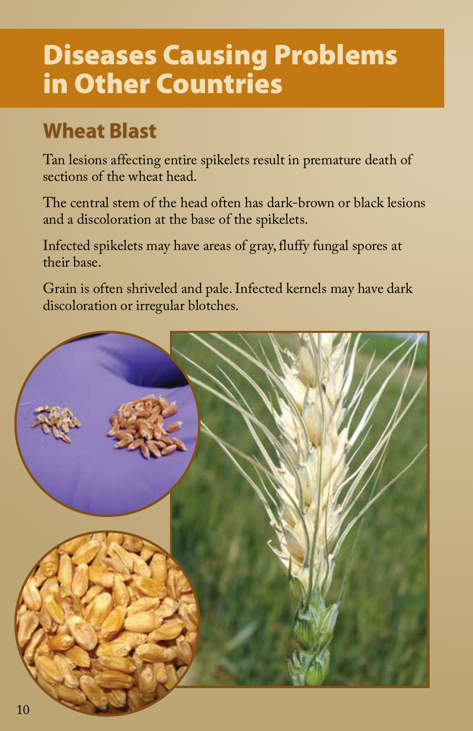# Diseases Causing Problems in Other Countries

## Wheat Blast

Tan lesions affecting entire spikelets result in premature death of sections of the wheat head.

The central stem of the head often has dark-brown or black lesions and a discoloration at the base of the spikelets.

Infected spikelets may have areas of gray, fluffy fungal spores at their base.

Grain is often shriveled and pale. Infected kernels may have dark discoloration or irregular blotches.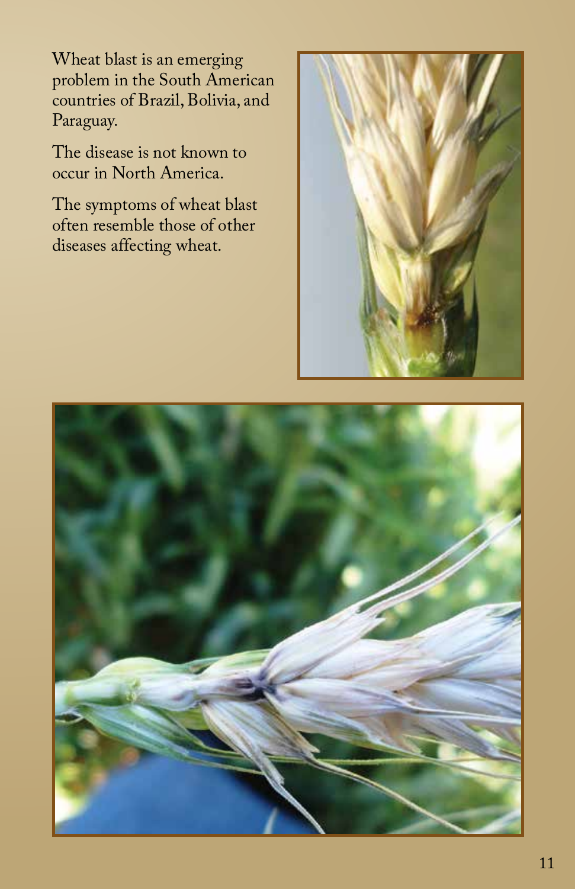Wheat blast is an emerging problem in the South American countries of Brazil, Bolivia, and Paraguay.

The disease is not known to occur in North America.

The symptoms of wheat blast often resemble those of other diseases affecting wheat.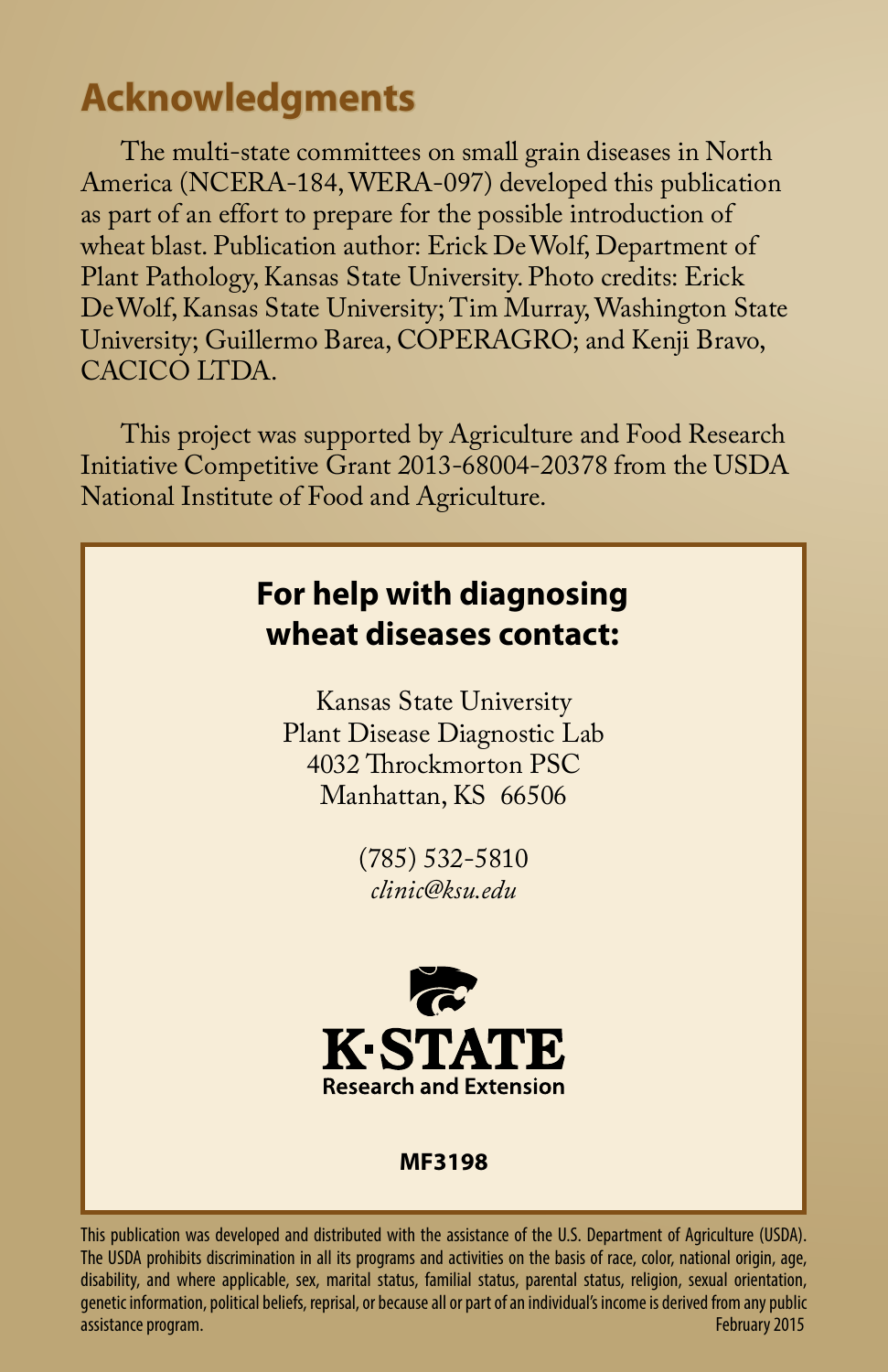## Acknowledgments

The multi-state committees on small grain diseases in North America (NCERA-184, WERA-097) developed this publication as part of an effort to prepare for the possible introduction of wheat blast. Publication author: Erick De Wolf, Department of Plant Pathology, Kansas State University. Photo credits: Erick De Wolf, Kansas State University; Tim Murray, Washington State University; Guillermo Barea, COPERAGRO; and Kenji Bravo, CACICO LTDA.

This project was supported by Agriculture and Food Research Initiative Competitive Grant 2013-68004-20378 from the USDA National Institute of Food and Agriculture.

**For help with diagnosing wheat diseases contact:**

Kansas State University
Plant Disease Diagnostic Lab
4032 Throckmorton PSC
Manhattan, KS 66506

(785) 532-5810
*clinic@ksu.edu*

K-STATE
Research and Extension

**MF3198**

This publication was developed and distributed with the assistance of the U.S. Department of Agriculture (USDA). The USDA prohibits discrimination in all its programs and activities on the basis of race, color, national origin, age, disability, and where applicable, sex, marital status, familial status, parental status, religion, sexual orientation, genetic information, political beliefs, reprisal, or because all or part of an individual's income is derived from any public assistance program.

February 2015